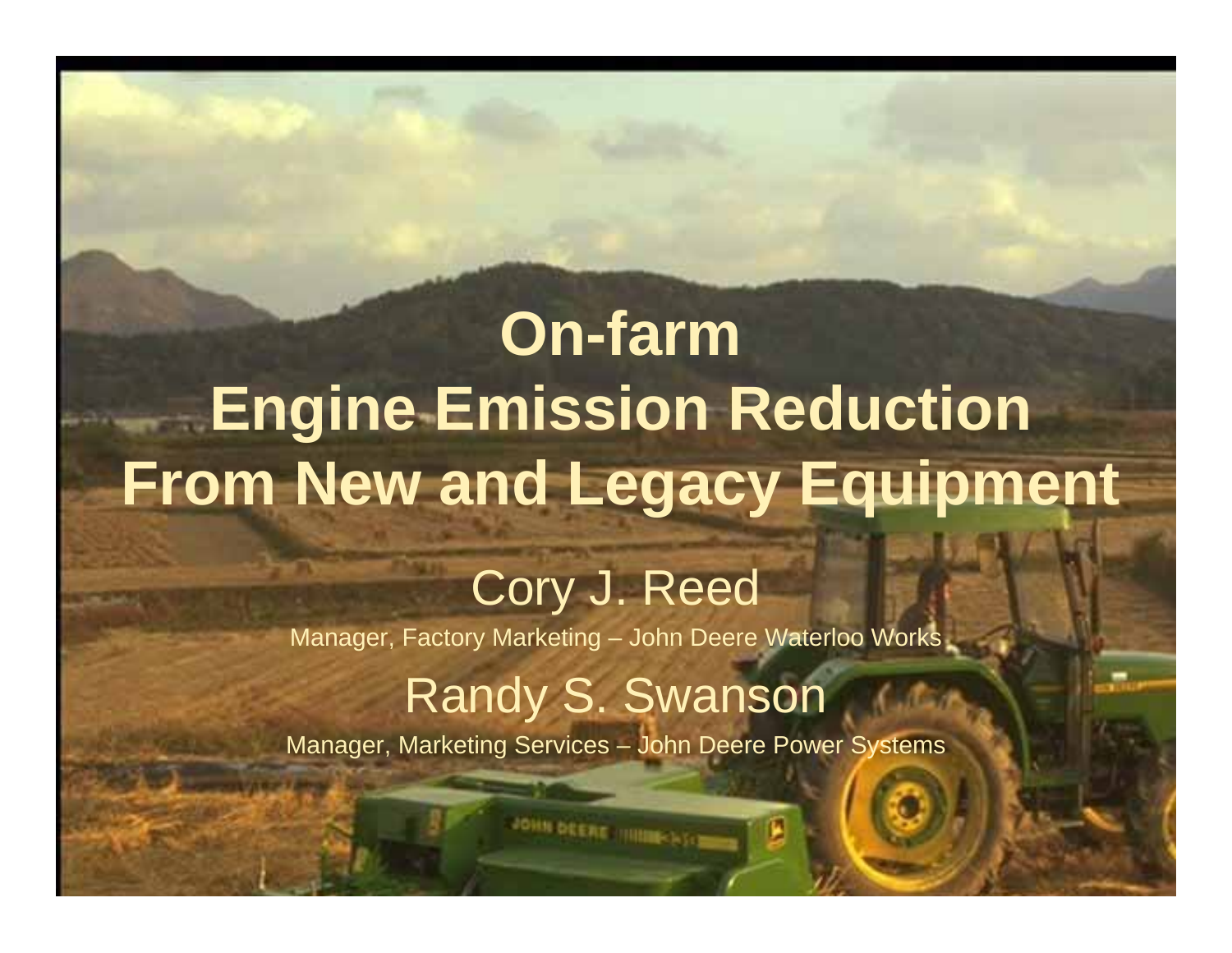# On-farm Engine Emission Reduction From New and Legacy Equipment

Cory J. Reed

Manager, Factory Marketing – John Deere Waterloo Works

Randy S. Swanson

Manager, Marketing Services – John Deere Power Systems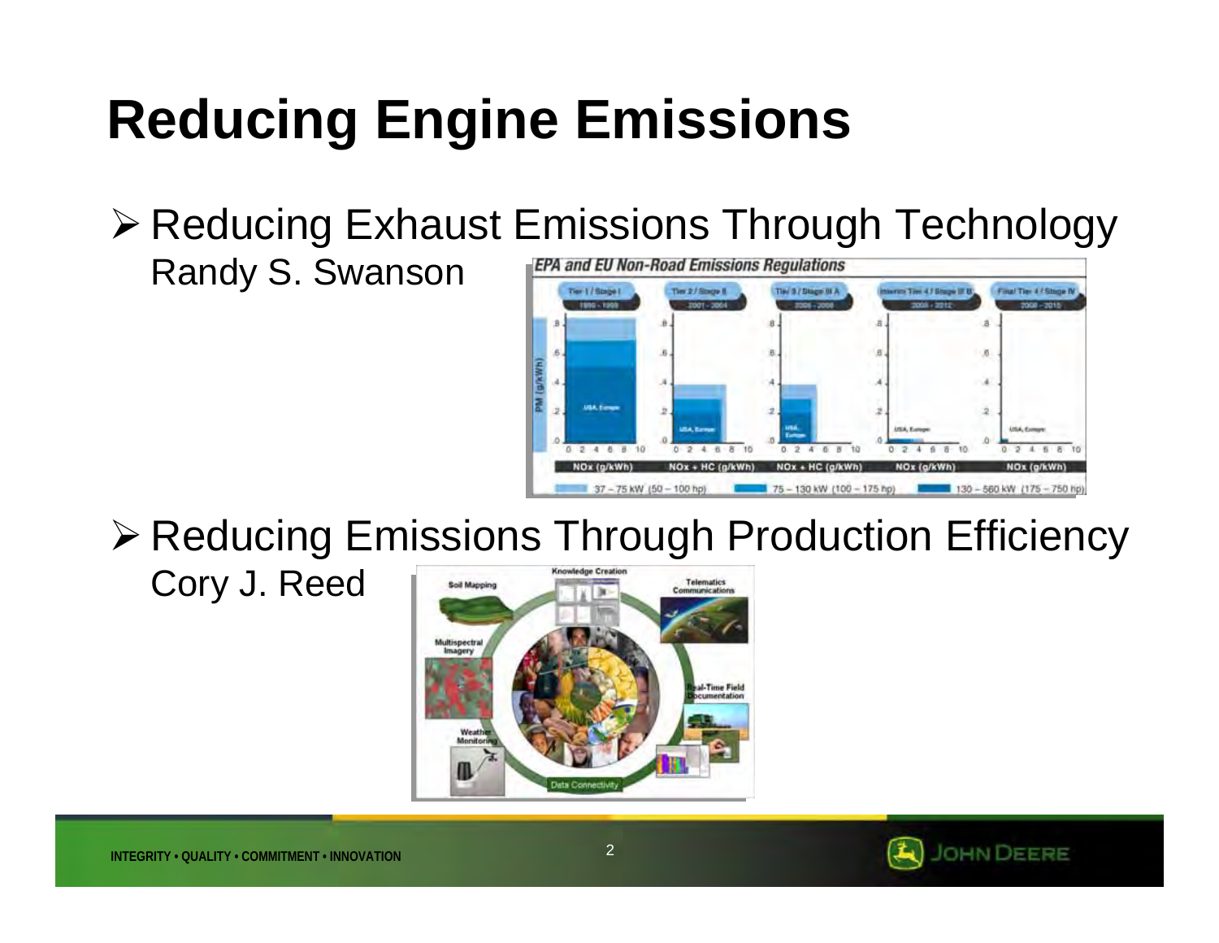# Reducing Engine Emissions

- Reducing Exhaust Emissions Through Technology
  Randy S. Swanson

- Reducing Emissions Through Production Efficiency
  Cory J. Reed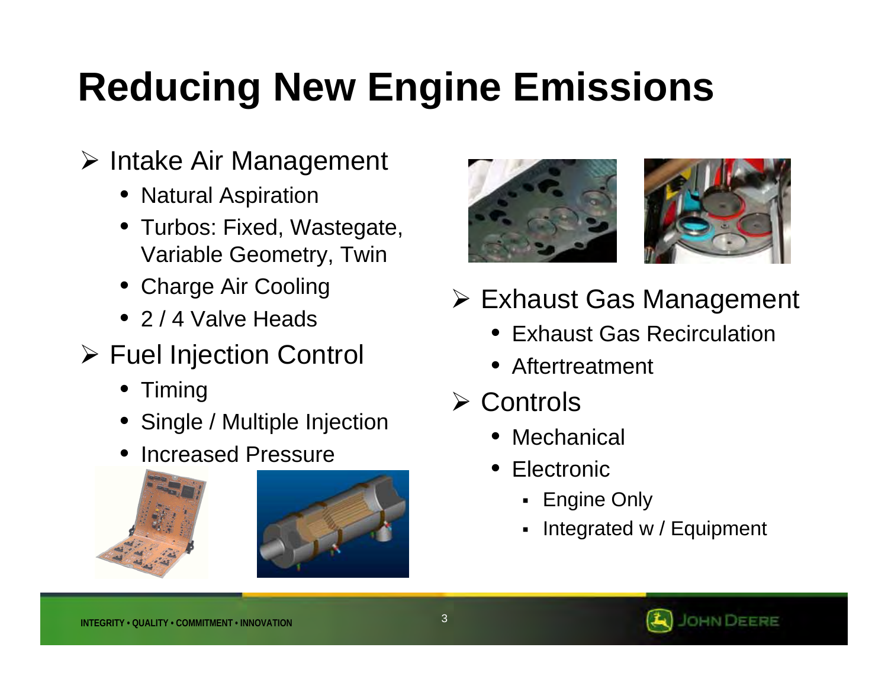# Reducing New Engine Emissions

- Intake Air Management
  - Natural Aspiration
  - Turbos: Fixed, Wastegate, Variable Geometry, Twin
  - Charge Air Cooling
  - 2 / 4 Valve Heads
- Fuel Injection Control
  - Timing
  - Single / Multiple Injection
  - Increased Pressure
- Exhaust Gas Management
  - Exhaust Gas Recirculation
  - Aftertreatment
- Controls
  - Mechanical
  - Electronic
    - Engine Only
    - Integrated w / Equipment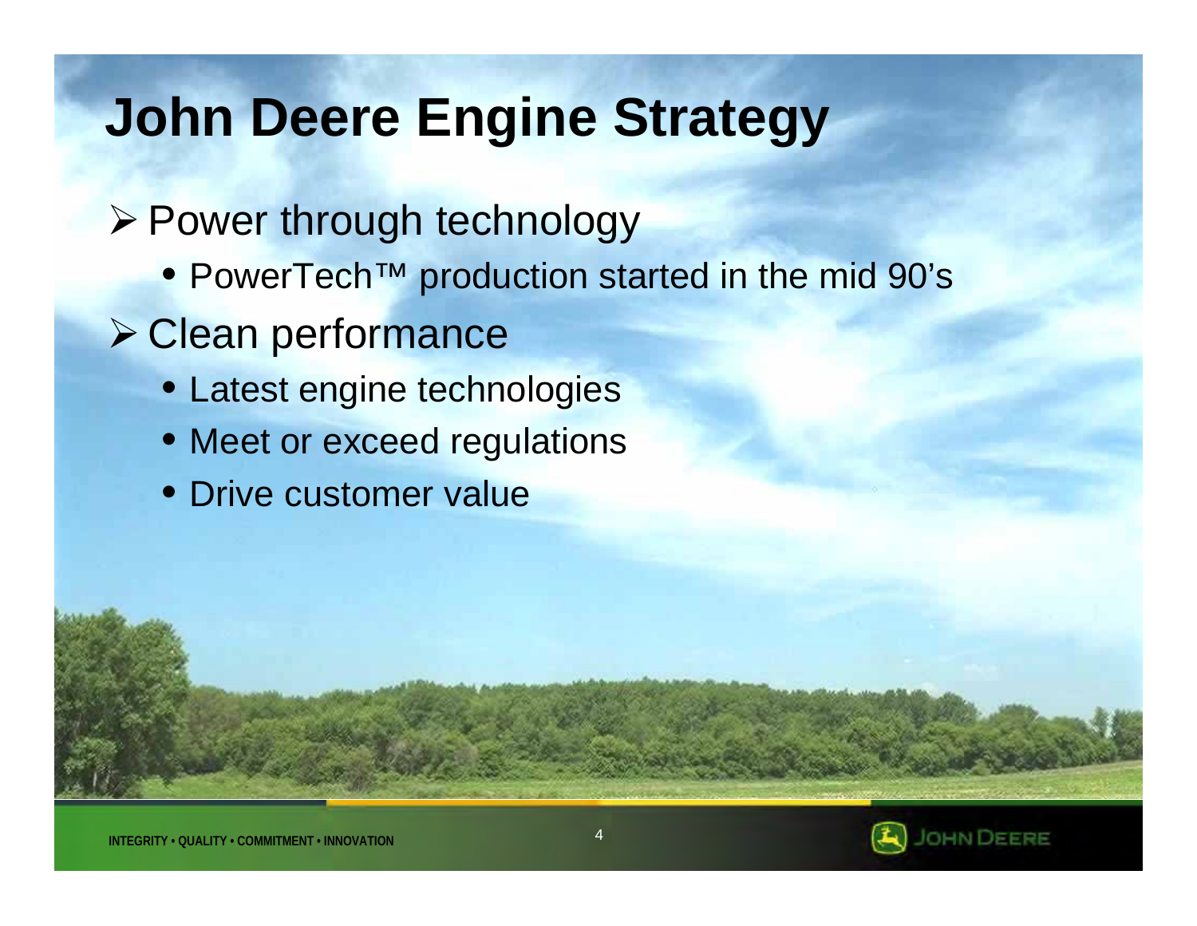# John Deere Engine Strategy

- Power through technology
  - PowerTech™ production started in the mid 90's
- Clean performance
  - Latest engine technologies
  - Meet or exceed regulations
  - Drive customer value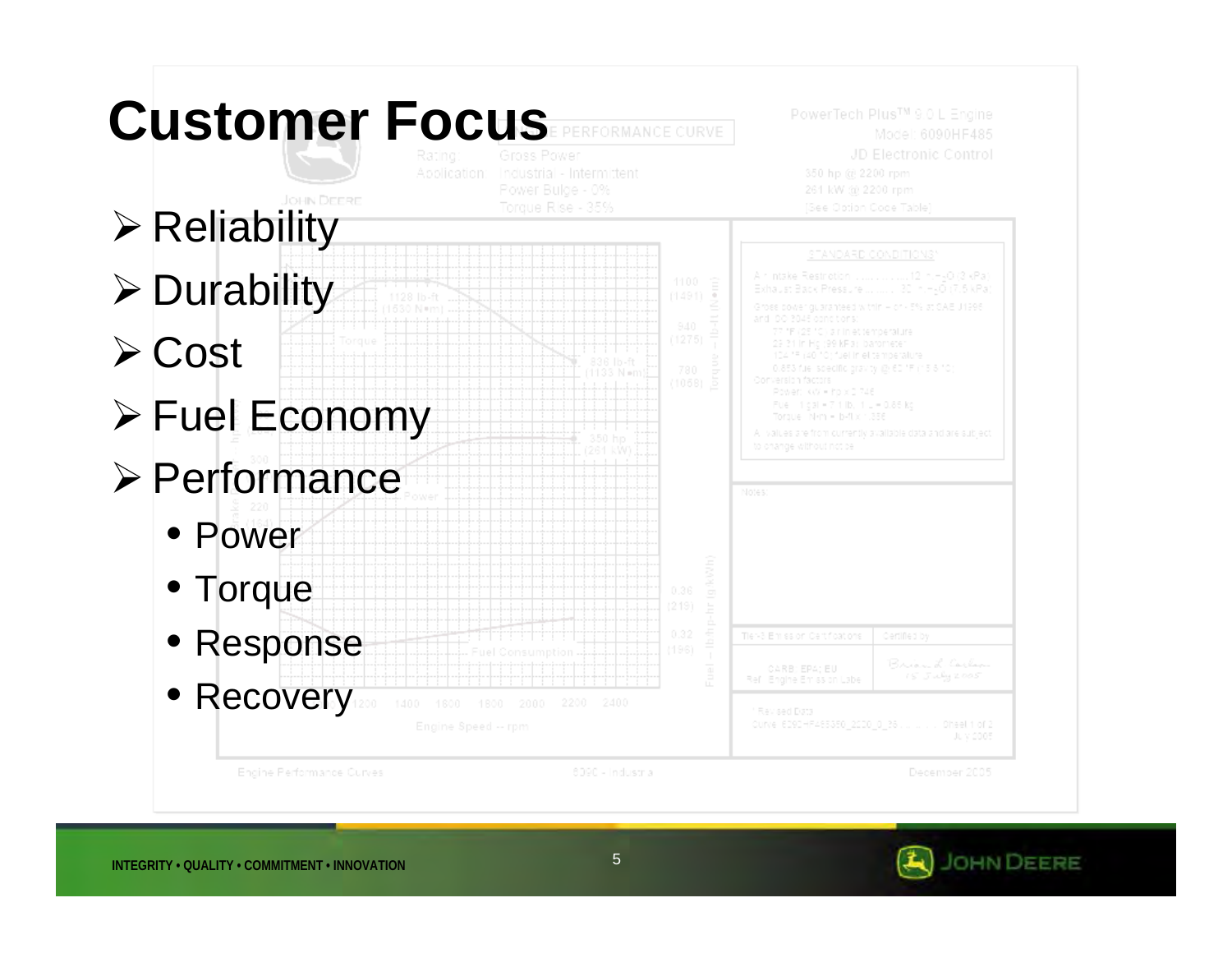# Customer Focus

- Reliability
- Durability
- Cost
- Fuel Economy
- Performance
  - Power
  - Torque
  - Response
  - Recovery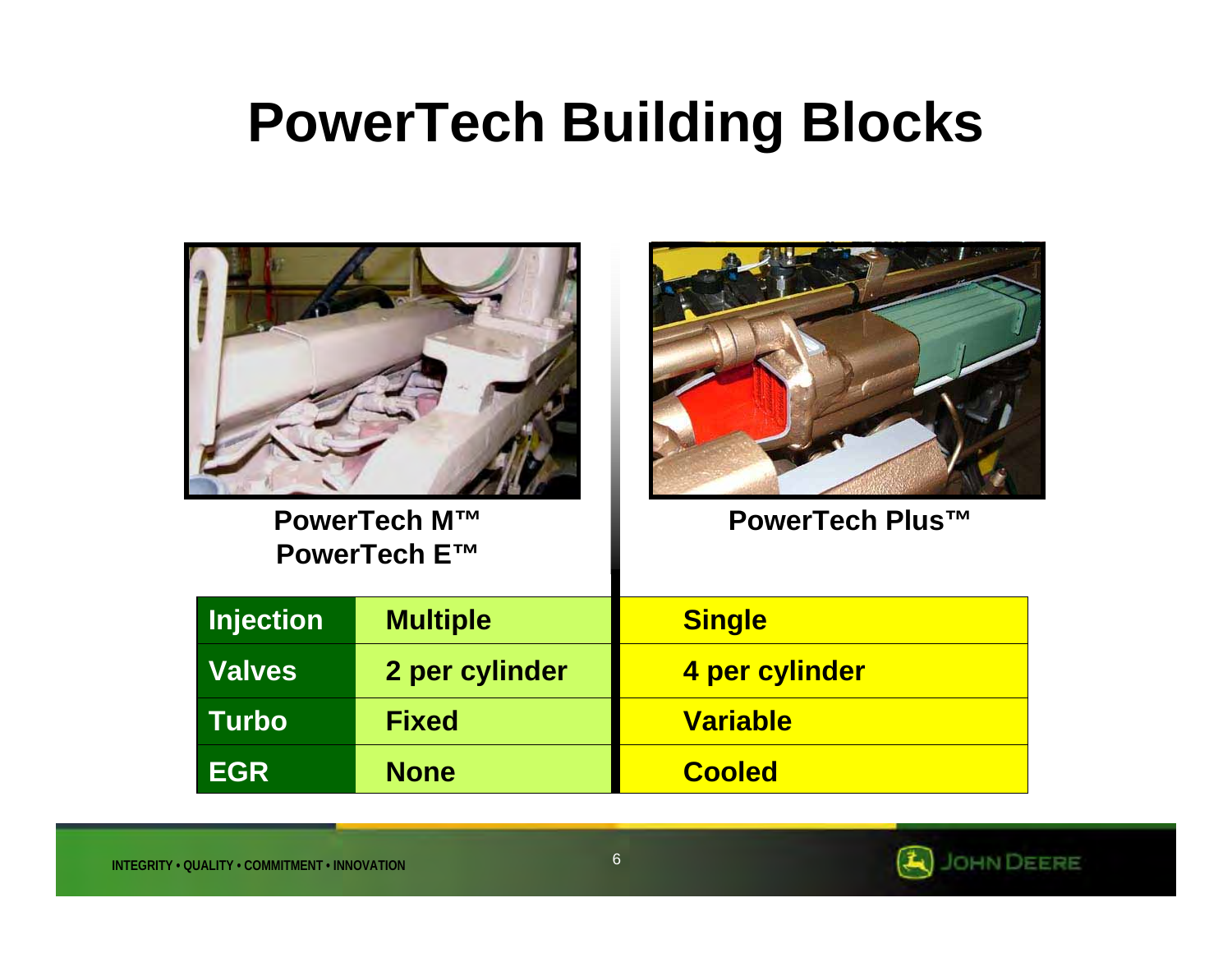# PowerTech Building Blocks

| | PowerTech M™ / PowerTech E™ | PowerTech Plus™ |
|---|---|---|
| Injection | Multiple | Single |
| Valves | 2 per cylinder | 4 per cylinder |
| Turbo | Fixed | Variable |
| EGR | None | Cooled |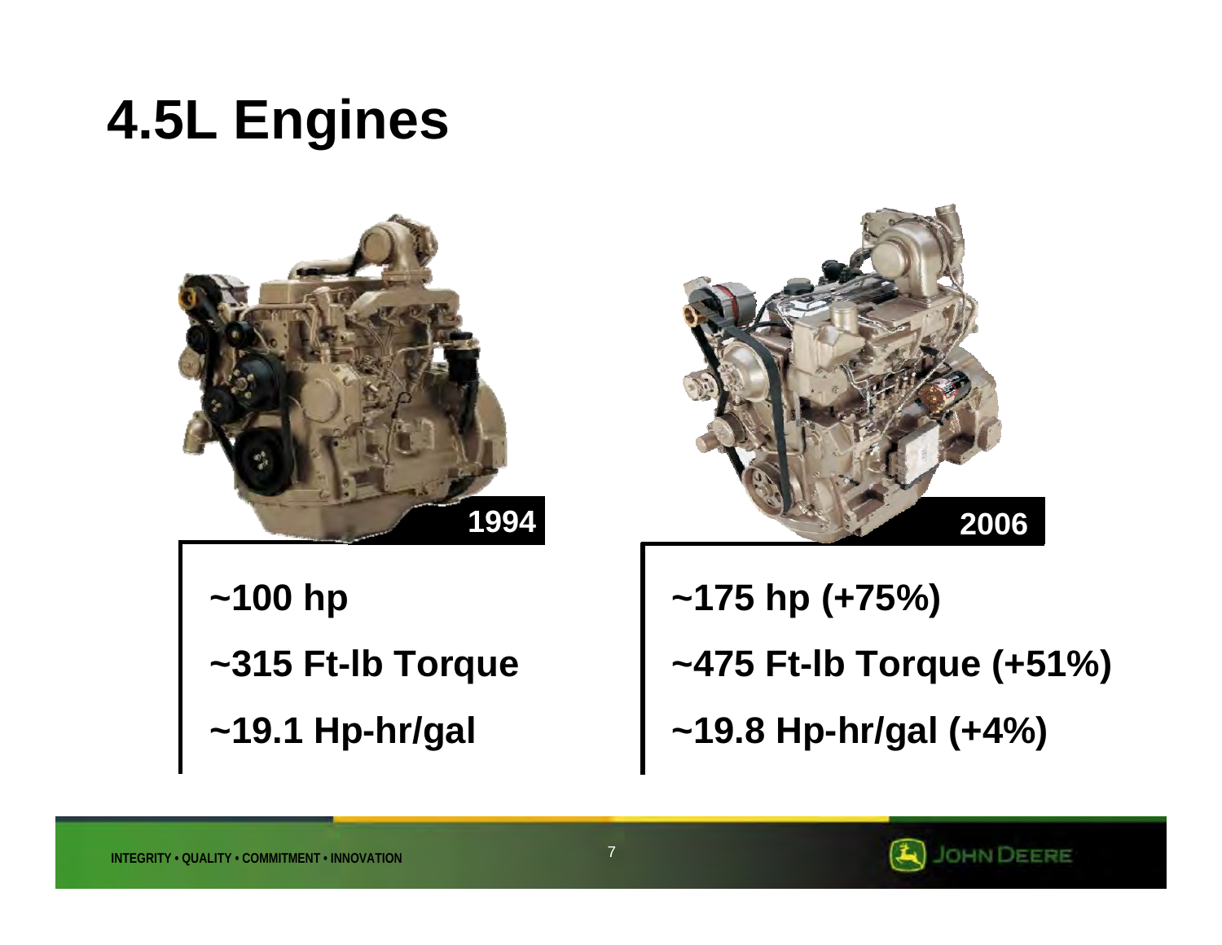# 4.5L Engines

**1994**

- **~100 hp**
- **~315 Ft-lb Torque**
- **~19.1 Hp-hr/gal**

**2006**

- **~175 hp (+75%)**
- **~475 Ft-lb Torque (+51%)**
- **~19.8 Hp-hr/gal (+4%)**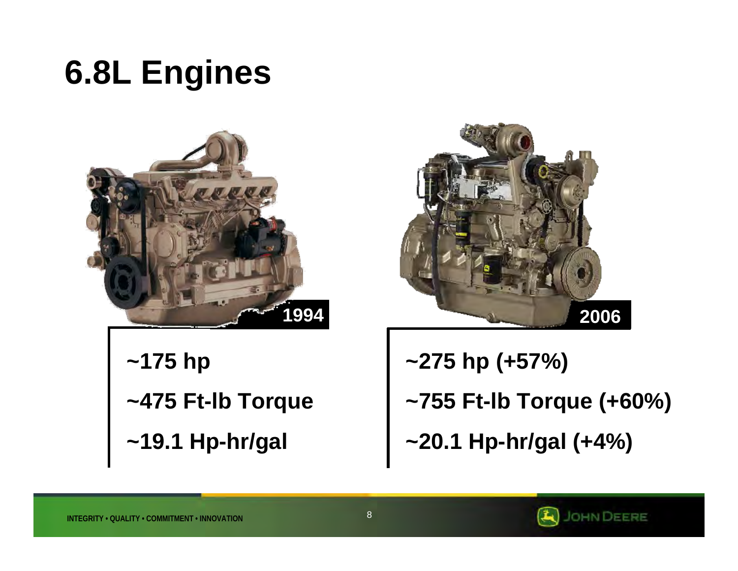# 6.8L Engines

1994

~175 hp

~475 Ft-lb Torque

~19.1 Hp-hr/gal

2006

~275 hp (+57%)

~755 Ft-lb Torque (+60%)

~20.1 Hp-hr/gal (+4%)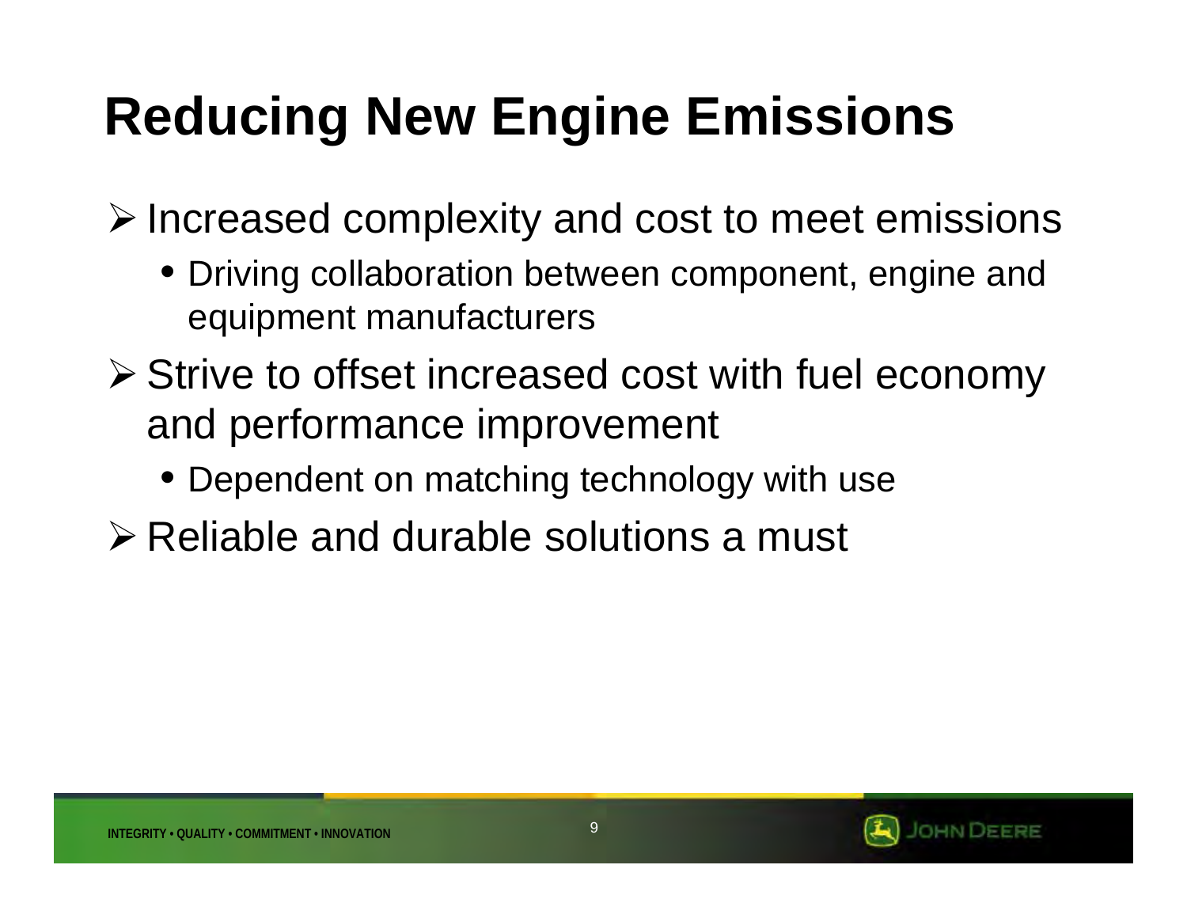# Reducing New Engine Emissions

- Increased complexity and cost to meet emissions
  - Driving collaboration between component, engine and equipment manufacturers
- Strive to offset increased cost with fuel economy and performance improvement
  - Dependent on matching technology with use
- Reliable and durable solutions a must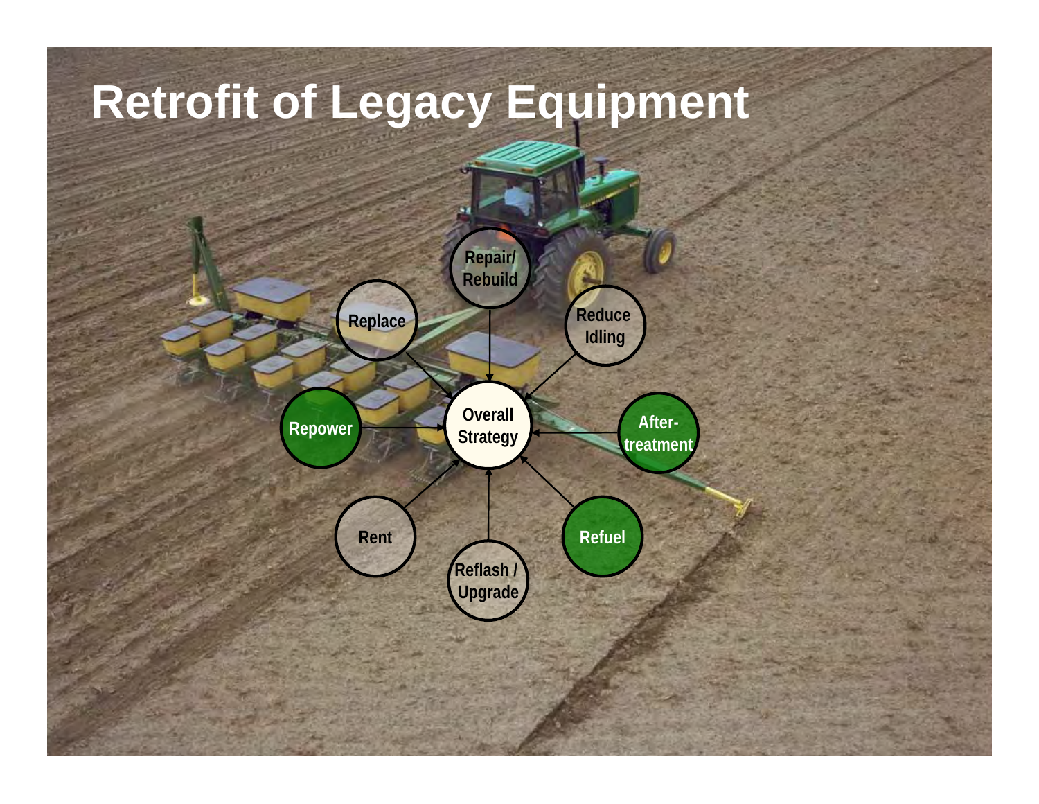# Retrofit of Legacy Equipment

Repair/ Rebuild

Replace

Reduce Idling

Repower

Overall Strategy

After-treatment

Rent

Refuel

Reflash / Upgrade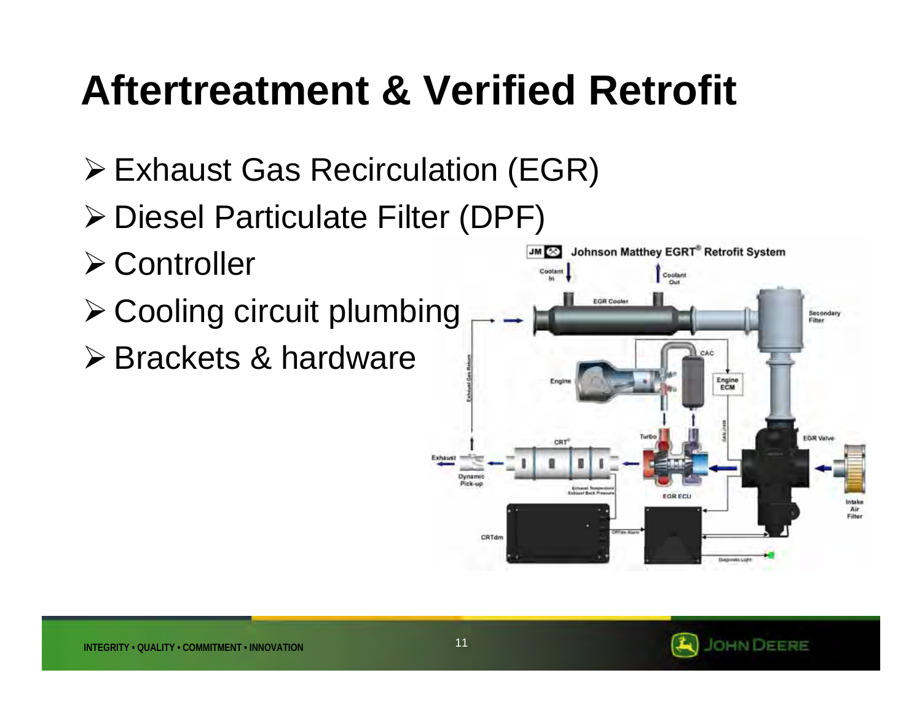# Aftertreatment & Verified Retrofit

- Exhaust Gas Recirculation (EGR)
- Diesel Particulate Filter (DPF)
- Controller
- Cooling circuit plumbing
- Brackets & hardware

JM Johnson Matthey EGRT® Retrofit System

Coolant In
Coolant Out
EGR Cooler
Secondary Filter
CAC
Engine
Engine ECM
Exhaust Gas Return
Turbo
CRT®
EGR Valve
Exhaust
Dynamic Pick-up
Exhaust Temperature Exhaust Back Pressure
EGR ECU
Intake Air Filter
CRTdm
CRTdm Alarm
Diagnostic Light

INTEGRITY • QUALITY • COMMITMENT • INNOVATION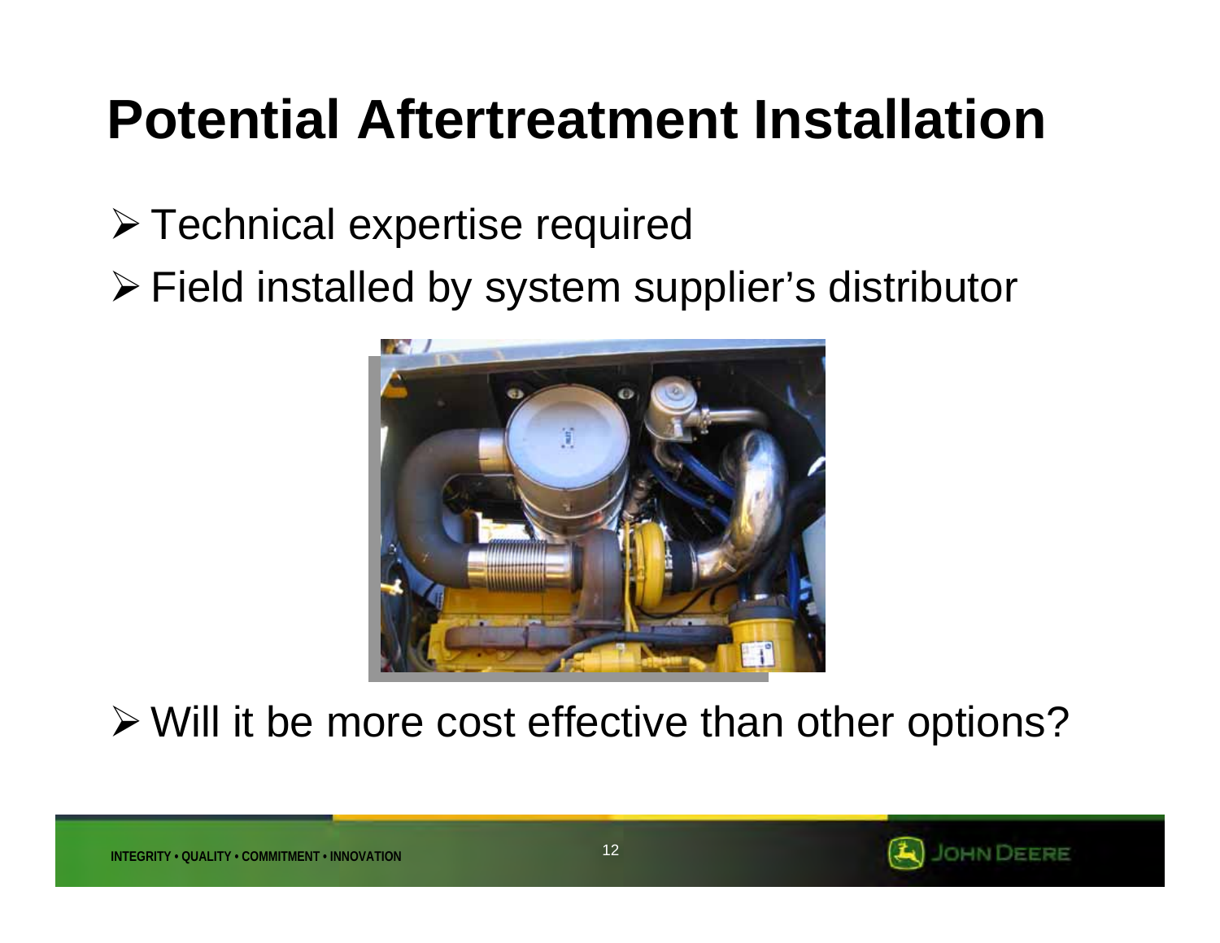# Potential Aftertreatment Installation

- Technical expertise required
- Field installed by system supplier's distributor
- Will it be more cost effective than other options?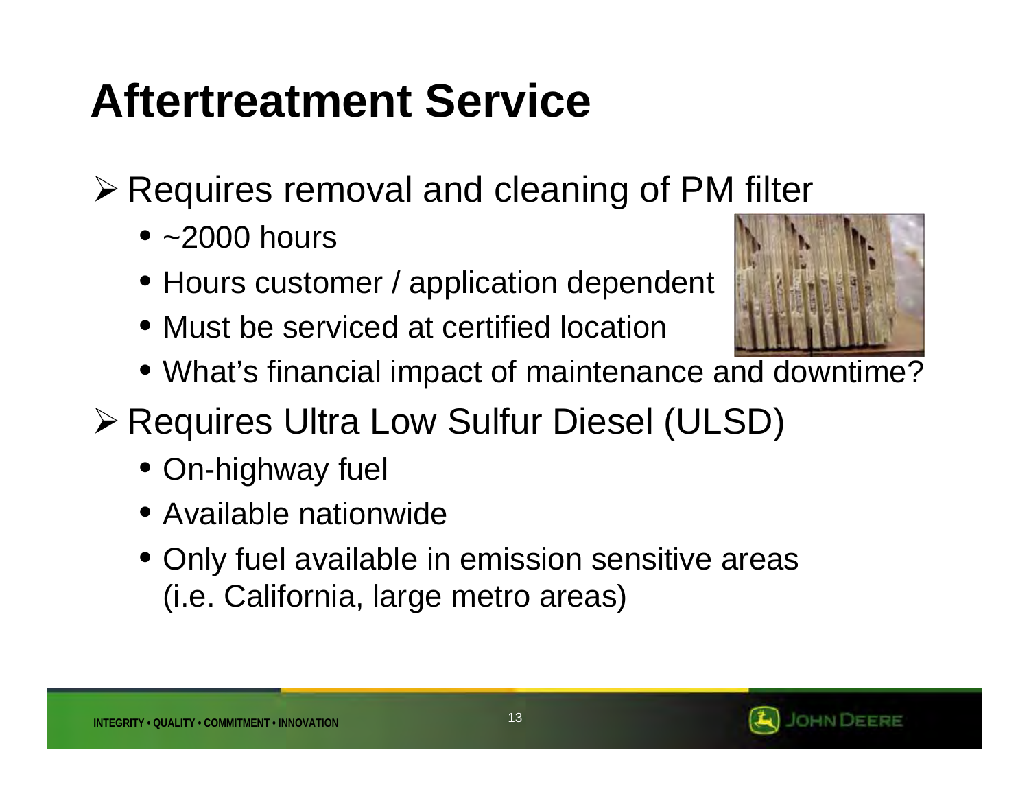# Aftertreatment Service

- Requires removal and cleaning of PM filter
  - ~2000 hours
  - Hours customer / application dependent
  - Must be serviced at certified location
  - What's financial impact of maintenance and downtime?
- Requires Ultra Low Sulfur Diesel (ULSD)
  - On-highway fuel
  - Available nationwide
  - Only fuel available in emission sensitive areas (i.e. California, large metro areas)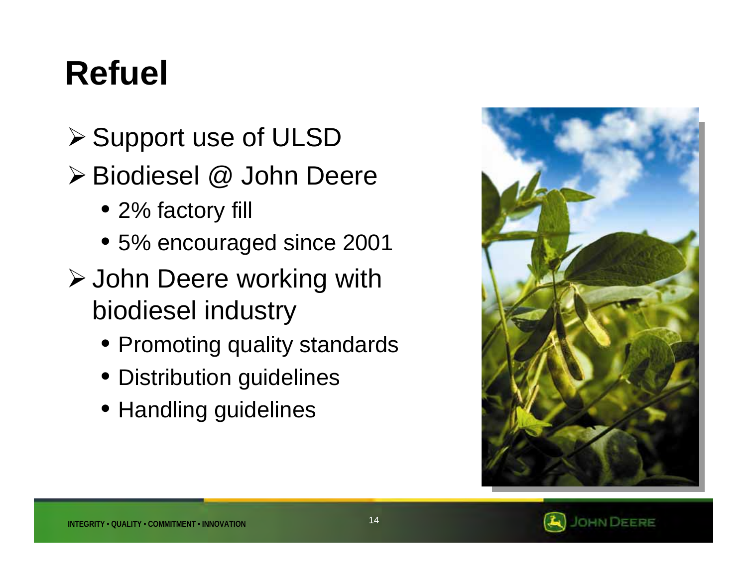# Refuel

- Support use of ULSD
- Biodiesel @ John Deere
  - 2% factory fill
  - 5% encouraged since 2001
- John Deere working with biodiesel industry
  - Promoting quality standards
  - Distribution guidelines
  - Handling guidelines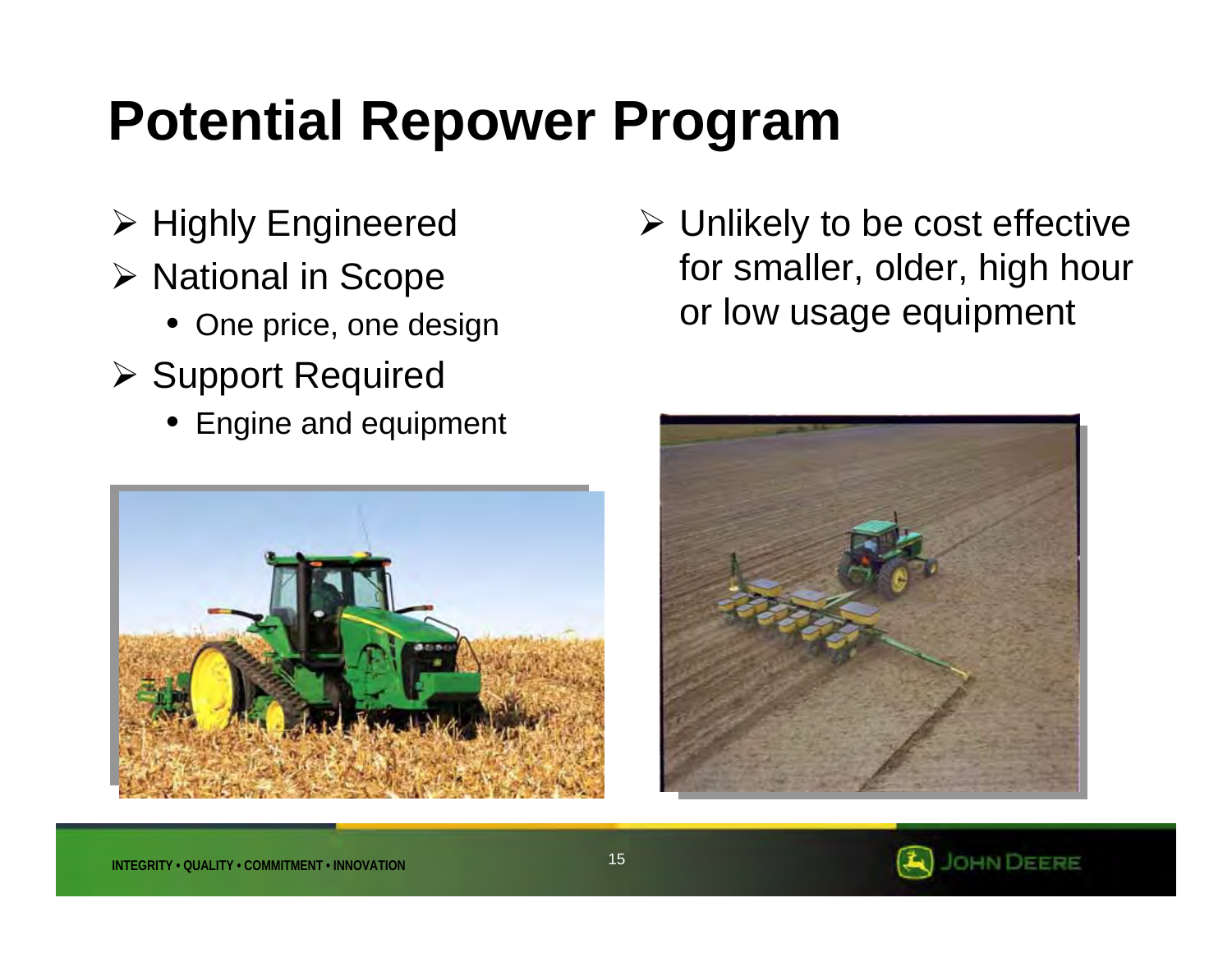# Potential Repower Program

- Highly Engineered
- National in Scope
  - One price, one design
- Support Required
  - Engine and equipment

- Unlikely to be cost effective for smaller, older, high hour or low usage equipment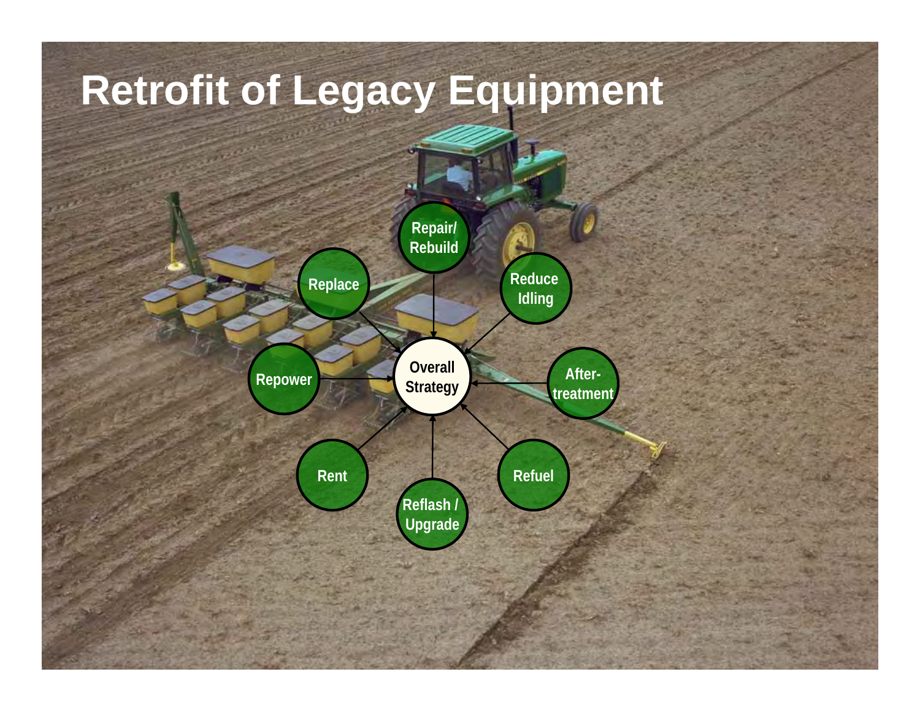# Retrofit of Legacy Equipment

Repair/ Rebuild

Replace

Reduce Idling

Repower

Overall Strategy

After- treatment

Rent

Refuel

Reflash / Upgrade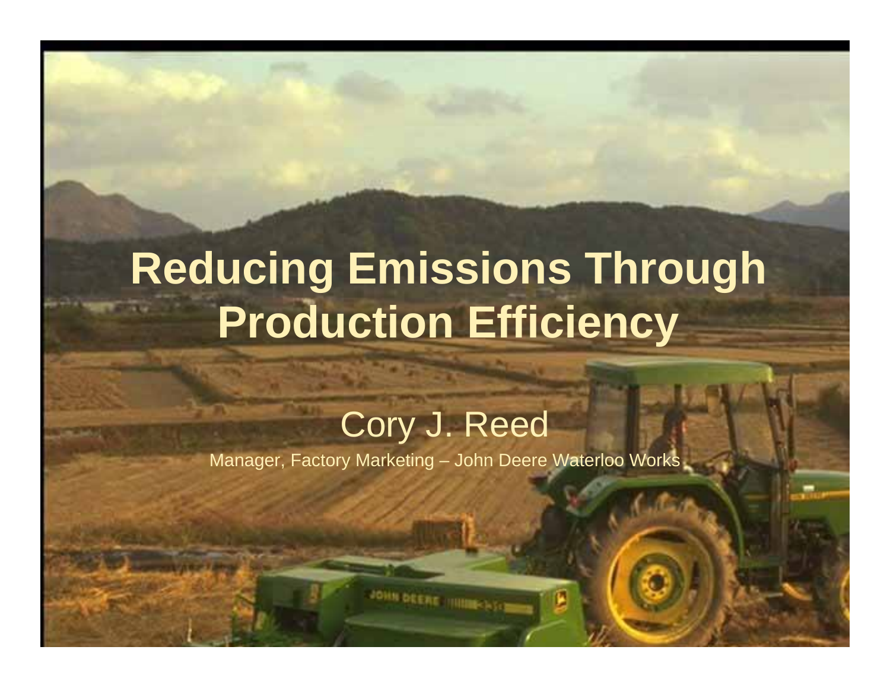# Reducing Emissions Through Production Efficiency

Cory J. Reed

Manager, Factory Marketing – John Deere Waterloo Works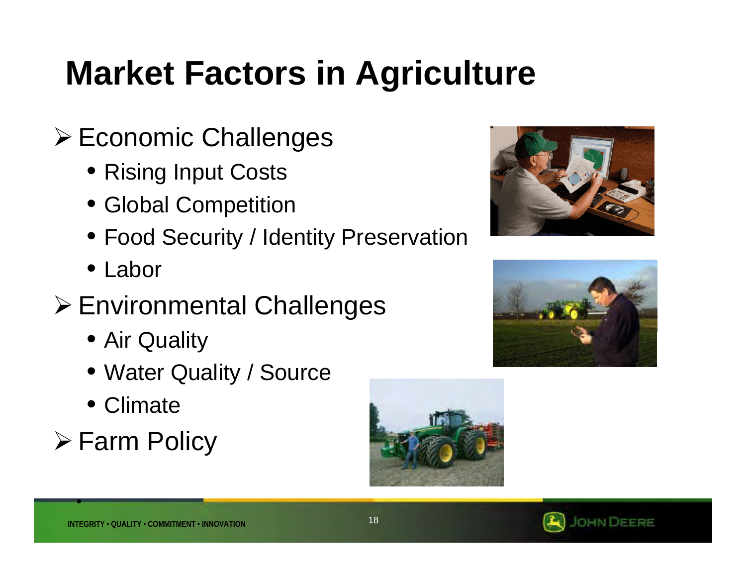# Market Factors in Agriculture

- Economic Challenges
  - Rising Input Costs
  - Global Competition
  - Food Security / Identity Preservation
  - Labor
- Environmental Challenges
  - Air Quality
  - Water Quality / Source
  - Climate
- Farm Policy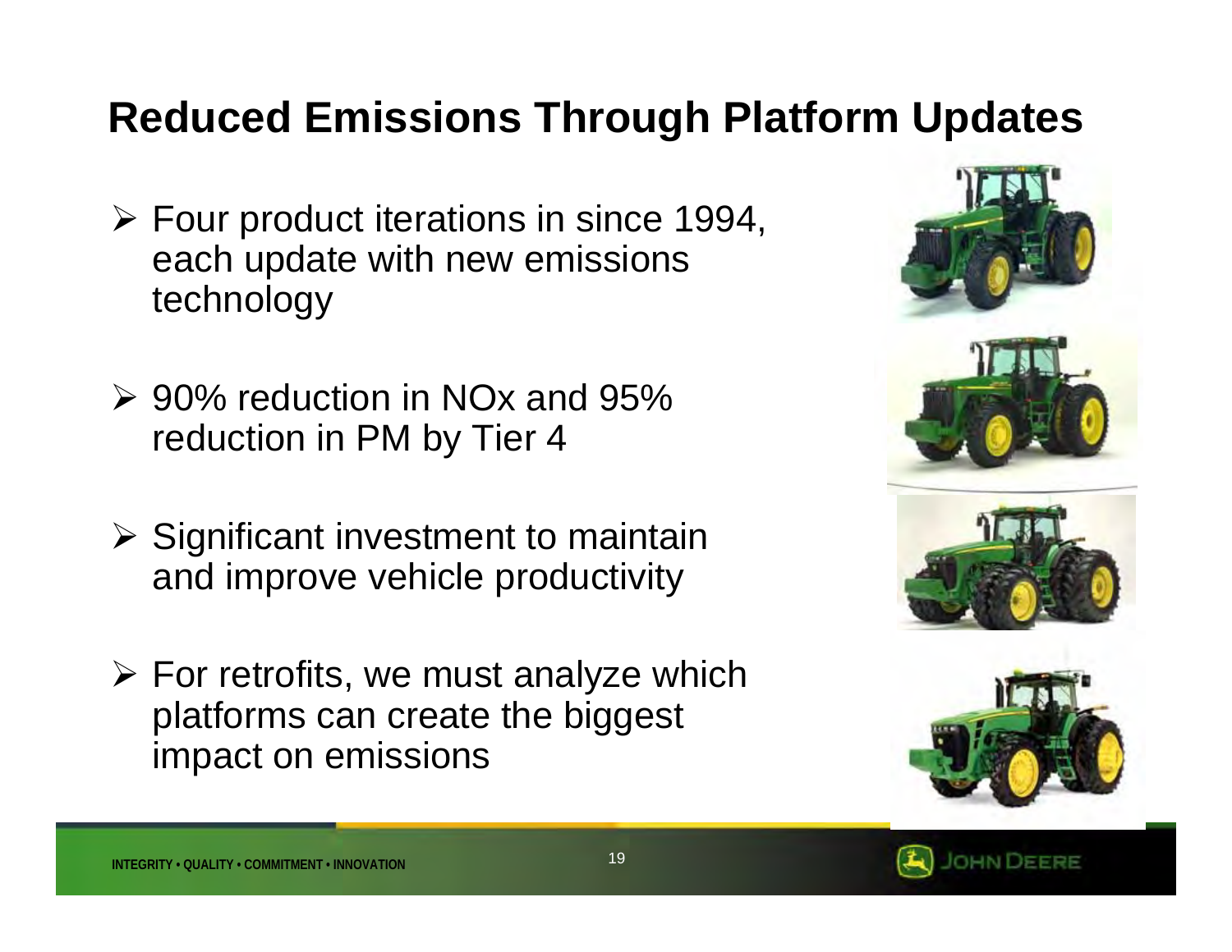# Reduced Emissions Through Platform Updates

- Four product iterations in since 1994, each update with new emissions technology
- 90% reduction in NOx and 95% reduction in PM by Tier 4
- Significant investment to maintain and improve vehicle productivity
- For retrofits, we must analyze which platforms can create the biggest impact on emissions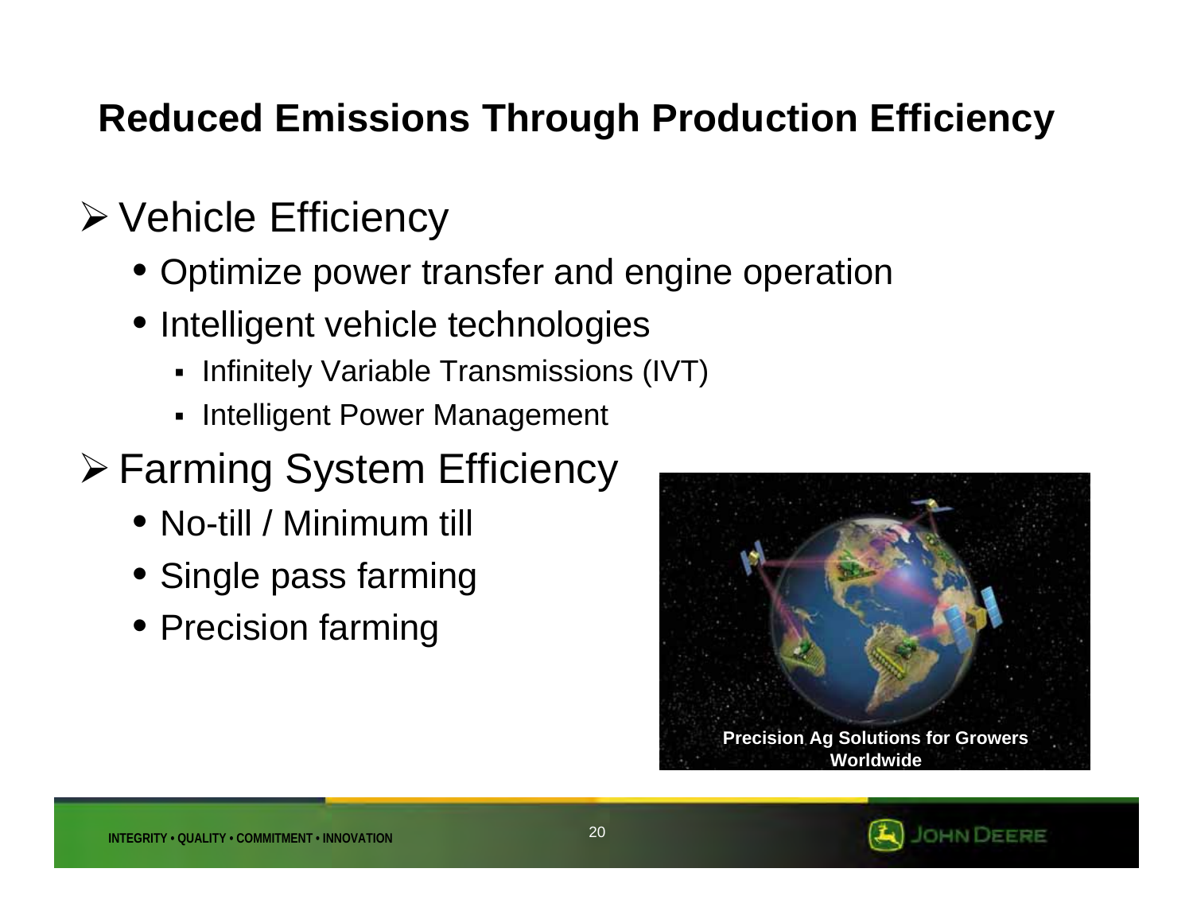## Reduced Emissions Through Production Efficiency

- Vehicle Efficiency
  - Optimize power transfer and engine operation
  - Intelligent vehicle technologies
    - Infinitely Variable Transmissions (IVT)
    - Intelligent Power Management
- Farming System Efficiency
  - No-till / Minimum till
  - Single pass farming
  - Precision farming

Precision Ag Solutions for Growers Worldwide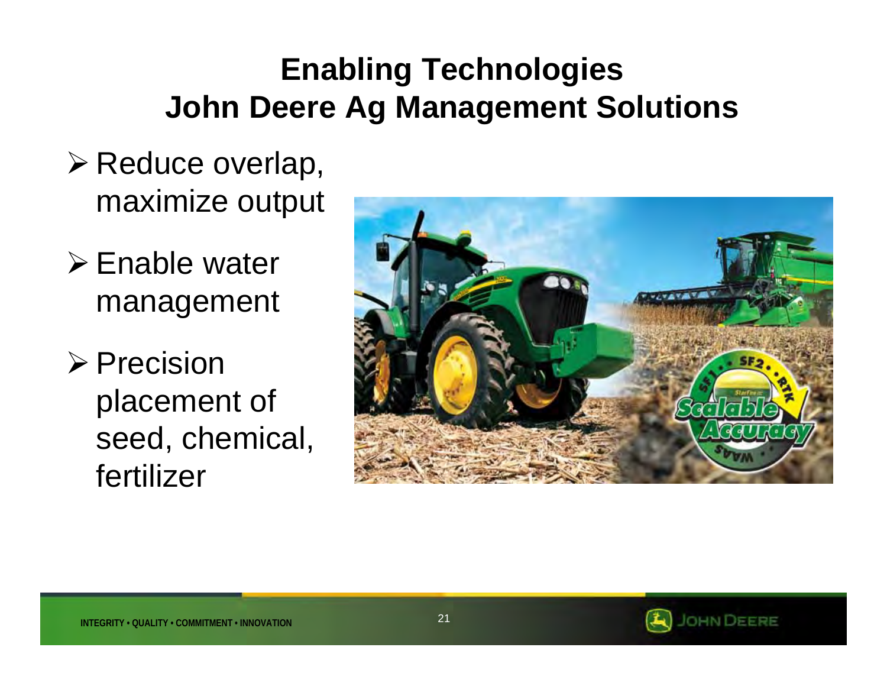# Enabling Technologies
# John Deere Ag Management Solutions

- Reduce overlap, maximize output
- Enable water management
- Precision placement of seed, chemical, fertilizer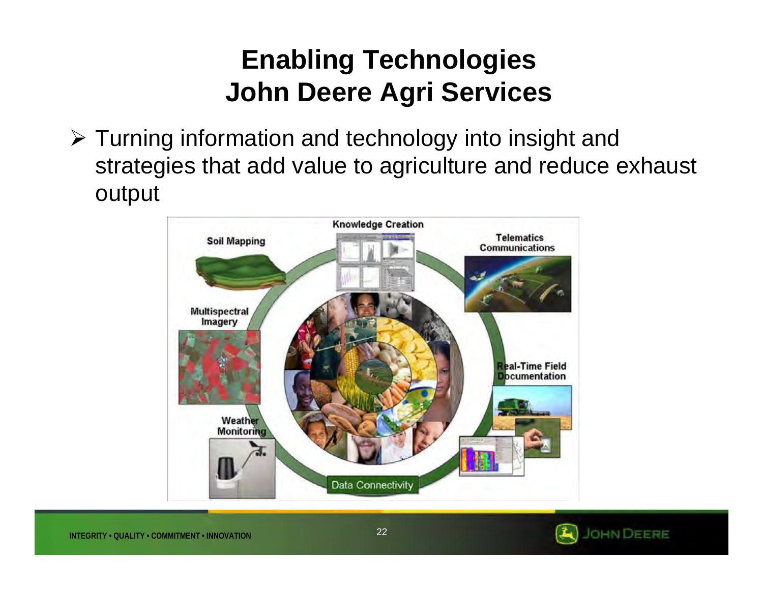# Enabling Technologies
# John Deere Agri Services

- Turning information and technology into insight and strategies that add value to agriculture and reduce exhaust output

Knowledge Creation

Soil Mapping

Telematics Communications

Multispectral Imagery

Real-Time Field Documentation

Weather Monitoring

Data Connectivity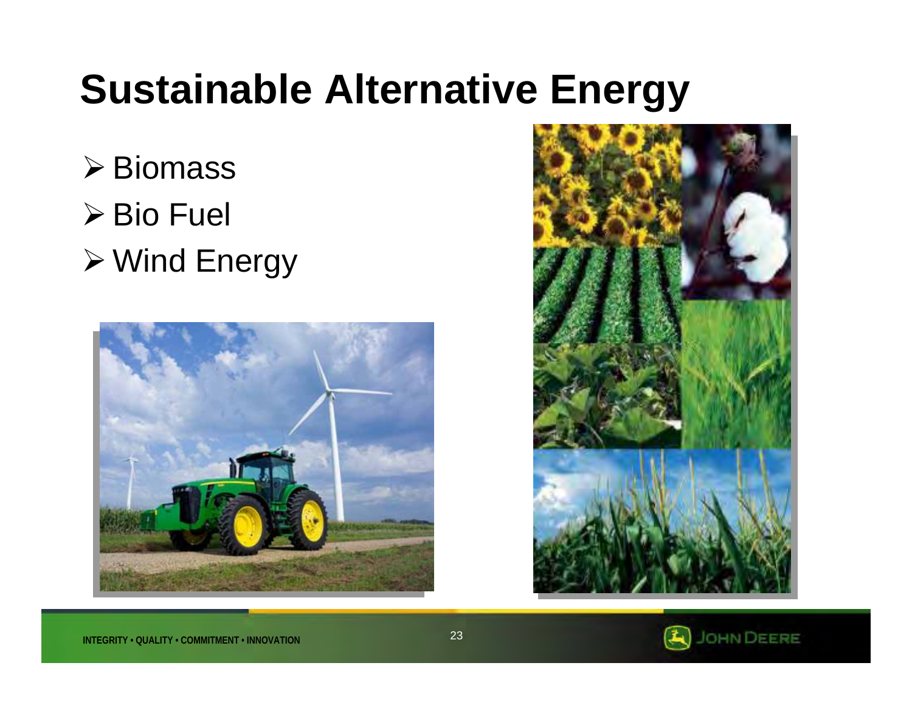# Sustainable Alternative Energy

- Biomass
- Bio Fuel
- Wind Energy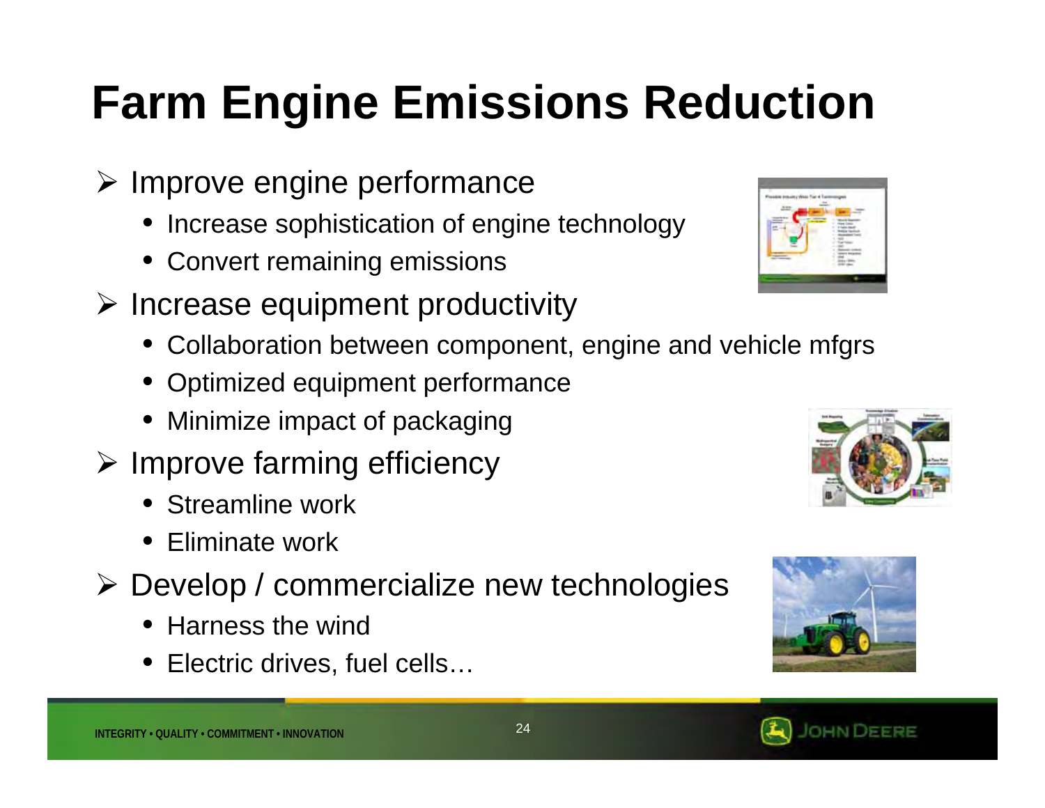# Farm Engine Emissions Reduction

- Improve engine performance
  - Increase sophistication of engine technology
  - Convert remaining emissions
- Increase equipment productivity
  - Collaboration between component, engine and vehicle mfgrs
  - Optimized equipment performance
  - Minimize impact of packaging
- Improve farming efficiency
  - Streamline work
  - Eliminate work
- Develop / commercialize new technologies
  - Harness the wind
  - Electric drives, fuel cells…